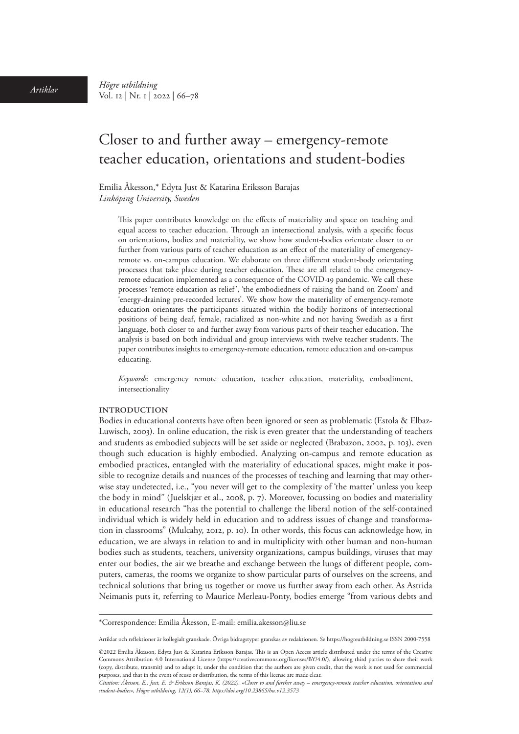# Closer to and further away – emergency-remote teacher education, orientations and student-bodies

Emilia Åkesson,* Edyta Just & Katarina Eriksson Barajas
*Linköping University, Sweden*

This paper contributes knowledge on the effects of materiality and space on teaching and equal access to teacher education. Through an intersectional analysis, with a specific focus on orientations, bodies and materiality, we show how student-bodies orientate closer to or further from various parts of teacher education as an effect of the materiality of emergency-remote vs. on-campus education. We elaborate on three different student-body orientating processes that take place during teacher education. These are all related to the emergency-remote education implemented as a consequence of the COVID-19 pandemic. We call these processes 'remote education as relief', 'the embodiedness of raising the hand on Zoom' and 'energy-draining pre-recorded lectures'. We show how the materiality of emergency-remote education orientates the participants situated within the bodily horizons of intersectional positions of being deaf, female, racialized as non-white and not having Swedish as a first language, both closer to and further away from various parts of their teacher education. The analysis is based on both individual and group interviews with twelve teacher students. The paper contributes insights to emergency-remote education, remote education and on-campus educating.

*Keywords*: emergency remote education, teacher education, materiality, embodiment, intersectionality

## INTRODUCTION

Bodies in educational contexts have often been ignored or seen as problematic (Estola & Elbaz-Luwisch, 2003). In online education, the risk is even greater that the understanding of teachers and students as embodied subjects will be set aside or neglected (Brabazon, 2002, p. 103), even though such education is highly embodied. Analyzing on-campus and remote education as embodied practices, entangled with the materiality of educational spaces, might make it possible to recognize details and nuances of the processes of teaching and learning that may otherwise stay undetected, i.e., "you never will get to the complexity of 'the matter' unless you keep the body in mind" (Juelskjær et al., 2008, p. 7). Moreover, focussing on bodies and materiality in educational research "has the potential to challenge the liberal notion of the self-contained individual which is widely held in education and to address issues of change and transformation in classrooms" (Mulcahy, 2012, p. 10). In other words, this focus can acknowledge how, in education, we are always in relation to and in multiplicity with other human and non-human bodies such as students, teachers, university organizations, campus buildings, viruses that may enter our bodies, the air we breathe and exchange between the lungs of different people, computers, cameras, the rooms we organize to show particular parts of ourselves on the screens, and technical solutions that bring us together or move us further away from each other. As Astrida Neimanis puts it, referring to Maurice Merleau-Ponty, bodies emerge "from various debts and

---

*Correspondence: Emilia Åkesson, E-mail: emilia.akesson@liu.se

Artiklar och reflektioner är kollegialt granskade. Övriga bidragstyper granskas av redaktionen. Se https://hogreutbildning.se ISSN 2000-7558

©2022 Emilia Åkesson, Edyta Just & Katarina Eriksson Barajas. This is an Open Access article distributed under the terms of the Creative Commons Attribution 4.0 International License (https://creativecommons.org/licenses/BY/4.0/), allowing third parties to share their work (copy, distribute, transmit) and to adapt it, under the condition that the authors are given credit, that the work is not used for commercial purposes, and that in the event of reuse or distribution, the terms of this license are made clear.

*Citation: Åkesson, E., Just, E. & Eriksson Barajas, K. (2022). «Closer to and further away – emergency-remote teacher education, orientations and student-bodies», Högre utbildning, 12(1), 66–78. https://doi.org/10.23865/hu.v12.3573*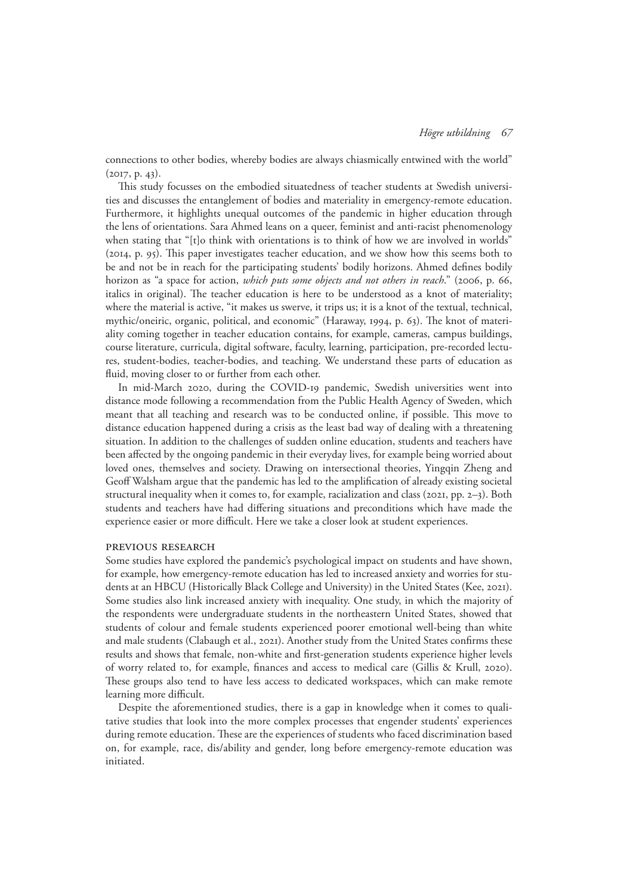connections to other bodies, whereby bodies are always chiasmically entwined with the world" (2017, p. 43).

This study focusses on the embodied situatedness of teacher students at Swedish universities and discusses the entanglement of bodies and materiality in emergency-remote education. Furthermore, it highlights unequal outcomes of the pandemic in higher education through the lens of orientations. Sara Ahmed leans on a queer, feminist and anti-racist phenomenology when stating that "[t]o think with orientations is to think of how we are involved in worlds" (2014, p. 95). This paper investigates teacher education, and we show how this seems both to be and not be in reach for the participating students' bodily horizons. Ahmed defines bodily horizon as "a space for action, *which puts some objects and not others in reach*." (2006, p. 66, italics in original). The teacher education is here to be understood as a knot of materiality; where the material is active, "it makes us swerve, it trips us; it is a knot of the textual, technical, mythic/oneiric, organic, political, and economic" (Haraway, 1994, p. 63). The knot of materiality coming together in teacher education contains, for example, cameras, campus buildings, course literature, curricula, digital software, faculty, learning, participation, pre-recorded lectures, student-bodies, teacher-bodies, and teaching. We understand these parts of education as fluid, moving closer to or further from each other.

In mid-March 2020, during the COVID-19 pandemic, Swedish universities went into distance mode following a recommendation from the Public Health Agency of Sweden, which meant that all teaching and research was to be conducted online, if possible. This move to distance education happened during a crisis as the least bad way of dealing with a threatening situation. In addition to the challenges of sudden online education, students and teachers have been affected by the ongoing pandemic in their everyday lives, for example being worried about loved ones, themselves and society. Drawing on intersectional theories, Yingqin Zheng and Geoff Walsham argue that the pandemic has led to the amplification of already existing societal structural inequality when it comes to, for example, racialization and class (2021, pp. 2–3). Both students and teachers have had differing situations and preconditions which have made the experience easier or more difficult. Here we take a closer look at student experiences.

## Previous research

Some studies have explored the pandemic's psychological impact on students and have shown, for example, how emergency-remote education has led to increased anxiety and worries for students at an HBCU (Historically Black College and University) in the United States (Kee, 2021). Some studies also link increased anxiety with inequality. One study, in which the majority of the respondents were undergraduate students in the northeastern United States, showed that students of colour and female students experienced poorer emotional well-being than white and male students (Clabaugh et al., 2021). Another study from the United States confirms these results and shows that female, non-white and first-generation students experience higher levels of worry related to, for example, finances and access to medical care (Gillis & Krull, 2020). These groups also tend to have less access to dedicated workspaces, which can make remote learning more difficult.

Despite the aforementioned studies, there is a gap in knowledge when it comes to qualitative studies that look into the more complex processes that engender students' experiences during remote education. These are the experiences of students who faced discrimination based on, for example, race, dis/ability and gender, long before emergency-remote education was initiated.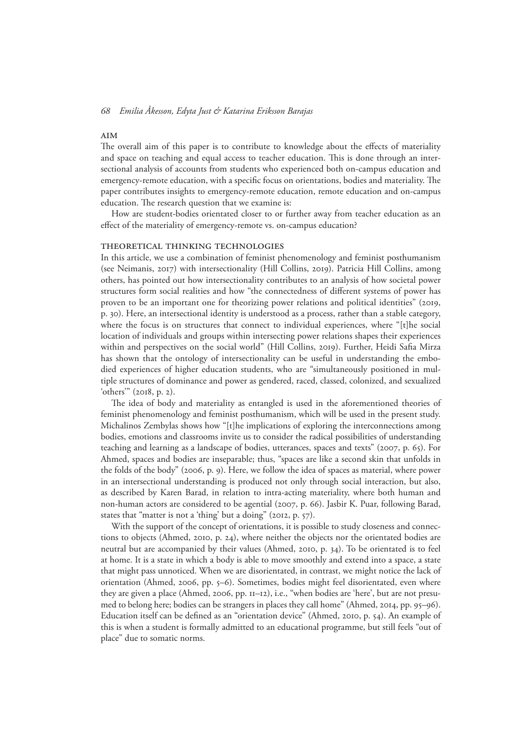## AIM

The overall aim of this paper is to contribute to knowledge about the effects of materiality and space on teaching and equal access to teacher education. This is done through an intersectional analysis of accounts from students who experienced both on-campus education and emergency-remote education, with a specific focus on orientations, bodies and materiality. The paper contributes insights to emergency-remote education, remote education and on-campus education. The research question that we examine is:

How are student-bodies orientated closer to or further away from teacher education as an effect of the materiality of emergency-remote vs. on-campus education?

## THEORETICAL THINKING TECHNOLOGIES

In this article, we use a combination of feminist phenomenology and feminist posthumanism (see Neimanis, 2017) with intersectionality (Hill Collins, 2019). Patricia Hill Collins, among others, has pointed out how intersectionality contributes to an analysis of how societal power structures form social realities and how "the connectedness of different systems of power has proven to be an important one for theorizing power relations and political identities" (2019, p. 30). Here, an intersectional identity is understood as a process, rather than a stable category, where the focus is on structures that connect to individual experiences, where "[t]he social location of individuals and groups within intersecting power relations shapes their experiences within and perspectives on the social world" (Hill Collins, 2019). Further, Heidi Safia Mirza has shown that the ontology of intersectionality can be useful in understanding the embodied experiences of higher education students, who are "simultaneously positioned in multiple structures of dominance and power as gendered, raced, classed, colonized, and sexualized 'others'" (2018, p. 2).

The idea of body and materiality as entangled is used in the aforementioned theories of feminist phenomenology and feminist posthumanism, which will be used in the present study. Michalinos Zembylas shows how "[t]he implications of exploring the interconnections among bodies, emotions and classrooms invite us to consider the radical possibilities of understanding teaching and learning as a landscape of bodies, utterances, spaces and texts" (2007, p. 65). For Ahmed, spaces and bodies are inseparable; thus, "spaces are like a second skin that unfolds in the folds of the body" (2006, p. 9). Here, we follow the idea of spaces as material, where power in an intersectional understanding is produced not only through social interaction, but also, as described by Karen Barad, in relation to intra-acting materiality, where both human and non-human actors are considered to be agential (2007, p. 66). Jasbir K. Puar, following Barad, states that "matter is not a 'thing' but a doing" (2012, p. 57).

With the support of the concept of orientations, it is possible to study closeness and connections to objects (Ahmed, 2010, p. 24), where neither the objects nor the orientated bodies are neutral but are accompanied by their values (Ahmed, 2010, p. 34). To be orientated is to feel at home. It is a state in which a body is able to move smoothly and extend into a space, a state that might pass unnoticed. When we are disorientated, in contrast, we might notice the lack of orientation (Ahmed, 2006, pp. 5–6). Sometimes, bodies might feel disorientated, even where they are given a place (Ahmed, 2006, pp. 11–12), i.e., "when bodies are 'here', but are not presumed to belong here; bodies can be strangers in places they call home" (Ahmed, 2014, pp. 95–96). Education itself can be defined as an "orientation device" (Ahmed, 2010, p. 54). An example of this is when a student is formally admitted to an educational programme, but still feels "out of place" due to somatic norms.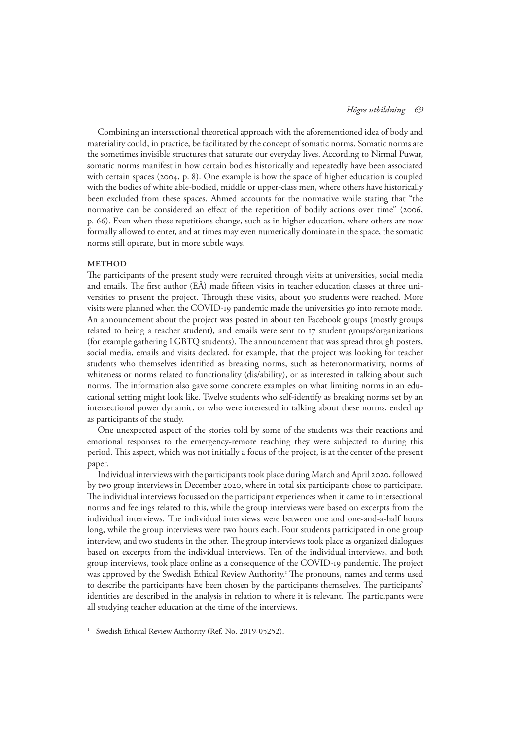Combining an intersectional theoretical approach with the aforementioned idea of body and materiality could, in practice, be facilitated by the concept of somatic norms. Somatic norms are the sometimes invisible structures that saturate our everyday lives. According to Nirmal Puwar, somatic norms manifest in how certain bodies historically and repeatedly have been associated with certain spaces (2004, p. 8). One example is how the space of higher education is coupled with the bodies of white able-bodied, middle or upper-class men, where others have historically been excluded from these spaces. Ahmed accounts for the normative while stating that "the normative can be considered an effect of the repetition of bodily actions over time" (2006, p. 66). Even when these repetitions change, such as in higher education, where others are now formally allowed to enter, and at times may even numerically dominate in the space, the somatic norms still operate, but in more subtle ways.

## METHOD

The participants of the present study were recruited through visits at universities, social media and emails. The first author (EÅ) made fifteen visits in teacher education classes at three universities to present the project. Through these visits, about 500 students were reached. More visits were planned when the COVID-19 pandemic made the universities go into remote mode. An announcement about the project was posted in about ten Facebook groups (mostly groups related to being a teacher student), and emails were sent to 17 student groups/organizations (for example gathering LGBTQ students). The announcement that was spread through posters, social media, emails and visits declared, for example, that the project was looking for teacher students who themselves identified as breaking norms, such as heteronormativity, norms of whiteness or norms related to functionality (dis/ability), or as interested in talking about such norms. The information also gave some concrete examples on what limiting norms in an educational setting might look like. Twelve students who self-identify as breaking norms set by an intersectional power dynamic, or who were interested in talking about these norms, ended up as participants of the study.

One unexpected aspect of the stories told by some of the students was their reactions and emotional responses to the emergency-remote teaching they were subjected to during this period. This aspect, which was not initially a focus of the project, is at the center of the present paper.

Individual interviews with the participants took place during March and April 2020, followed by two group interviews in December 2020, where in total six participants chose to participate. The individual interviews focussed on the participant experiences when it came to intersectional norms and feelings related to this, while the group interviews were based on excerpts from the individual interviews. The individual interviews were between one and one-and-a-half hours long, while the group interviews were two hours each. Four students participated in one group interview, and two students in the other. The group interviews took place as organized dialogues based on excerpts from the individual interviews. Ten of the individual interviews, and both group interviews, took place online as a consequence of the COVID-19 pandemic. The project was approved by the Swedish Ethical Review Authority.[1] The pronouns, names and terms used to describe the participants have been chosen by the participants themselves. The participants' identities are described in the analysis in relation to where it is relevant. The participants were all studying teacher education at the time of the interviews.

---

[1] Swedish Ethical Review Authority (Ref. No. 2019-05252).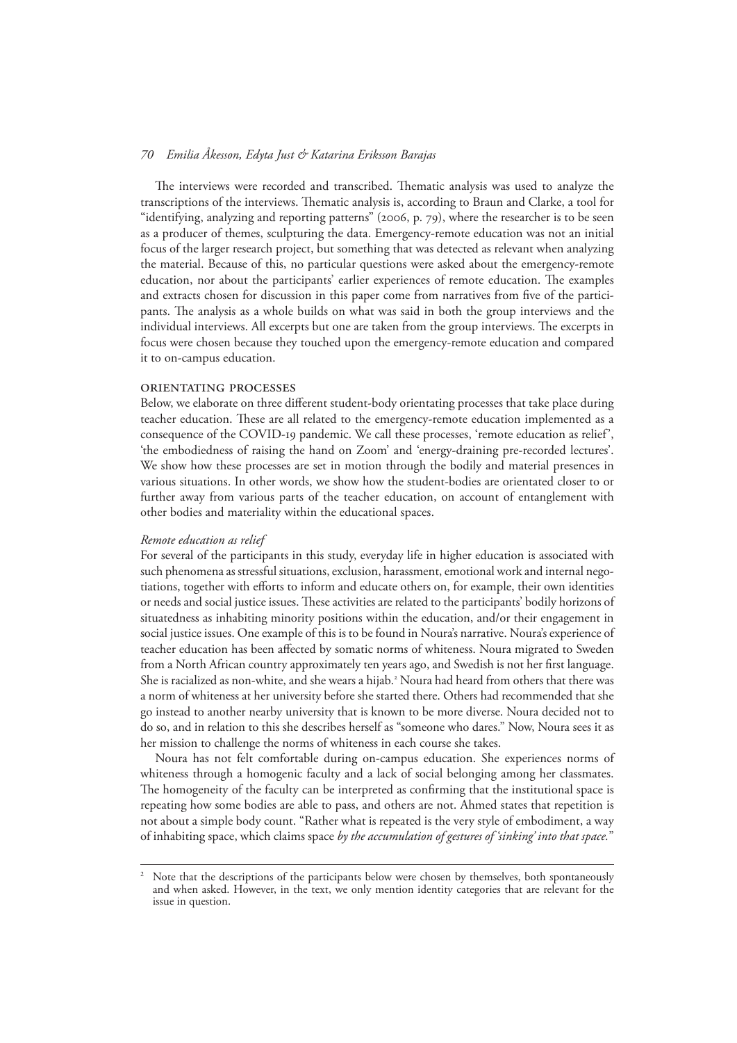The interviews were recorded and transcribed. Thematic analysis was used to analyze the transcriptions of the interviews. Thematic analysis is, according to Braun and Clarke, a tool for "identifying, analyzing and reporting patterns" (2006, p. 79), where the researcher is to be seen as a producer of themes, sculpturing the data. Emergency-remote education was not an initial focus of the larger research project, but something that was detected as relevant when analyzing the material. Because of this, no particular questions were asked about the emergency-remote education, nor about the participants' earlier experiences of remote education. The examples and extracts chosen for discussion in this paper come from narratives from five of the participants. The analysis as a whole builds on what was said in both the group interviews and the individual interviews. All excerpts but one are taken from the group interviews. The excerpts in focus were chosen because they touched upon the emergency-remote education and compared it to on-campus education.

## Orientating processes

Below, we elaborate on three different student-body orientating processes that take place during teacher education. These are all related to the emergency-remote education implemented as a consequence of the COVID-19 pandemic. We call these processes, 'remote education as relief', 'the embodiedness of raising the hand on Zoom' and 'energy-draining pre-recorded lectures'. We show how these processes are set in motion through the bodily and material presences in various situations. In other words, we show how the student-bodies are orientated closer to or further away from various parts of the teacher education, on account of entanglement with other bodies and materiality within the educational spaces.

### *Remote education as relief*

For several of the participants in this study, everyday life in higher education is associated with such phenomena as stressful situations, exclusion, harassment, emotional work and internal negotiations, together with efforts to inform and educate others on, for example, their own identities or needs and social justice issues. These activities are related to the participants' bodily horizons of situatedness as inhabiting minority positions within the education, and/or their engagement in social justice issues. One example of this is to be found in Noura's narrative. Noura's experience of teacher education has been affected by somatic norms of whiteness. Noura migrated to Sweden from a North African country approximately ten years ago, and Swedish is not her first language. She is racialized as non-white, and she wears a hijab.[2] Noura had heard from others that there was a norm of whiteness at her university before she started there. Others had recommended that she go instead to another nearby university that is known to be more diverse. Noura decided not to do so, and in relation to this she describes herself as "someone who dares." Now, Noura sees it as her mission to challenge the norms of whiteness in each course she takes.

Noura has not felt comfortable during on-campus education. She experiences norms of whiteness through a homogenic faculty and a lack of social belonging among her classmates. The homogeneity of the faculty can be interpreted as confirming that the institutional space is repeating how some bodies are able to pass, and others are not. Ahmed states that repetition is not about a simple body count. "Rather what is repeated is the very style of embodiment, a way of inhabiting space, which claims space *by the accumulation of gestures of 'sinking' into that space.*"

---

[2] Note that the descriptions of the participants below were chosen by themselves, both spontaneously and when asked. However, in the text, we only mention identity categories that are relevant for the issue in question.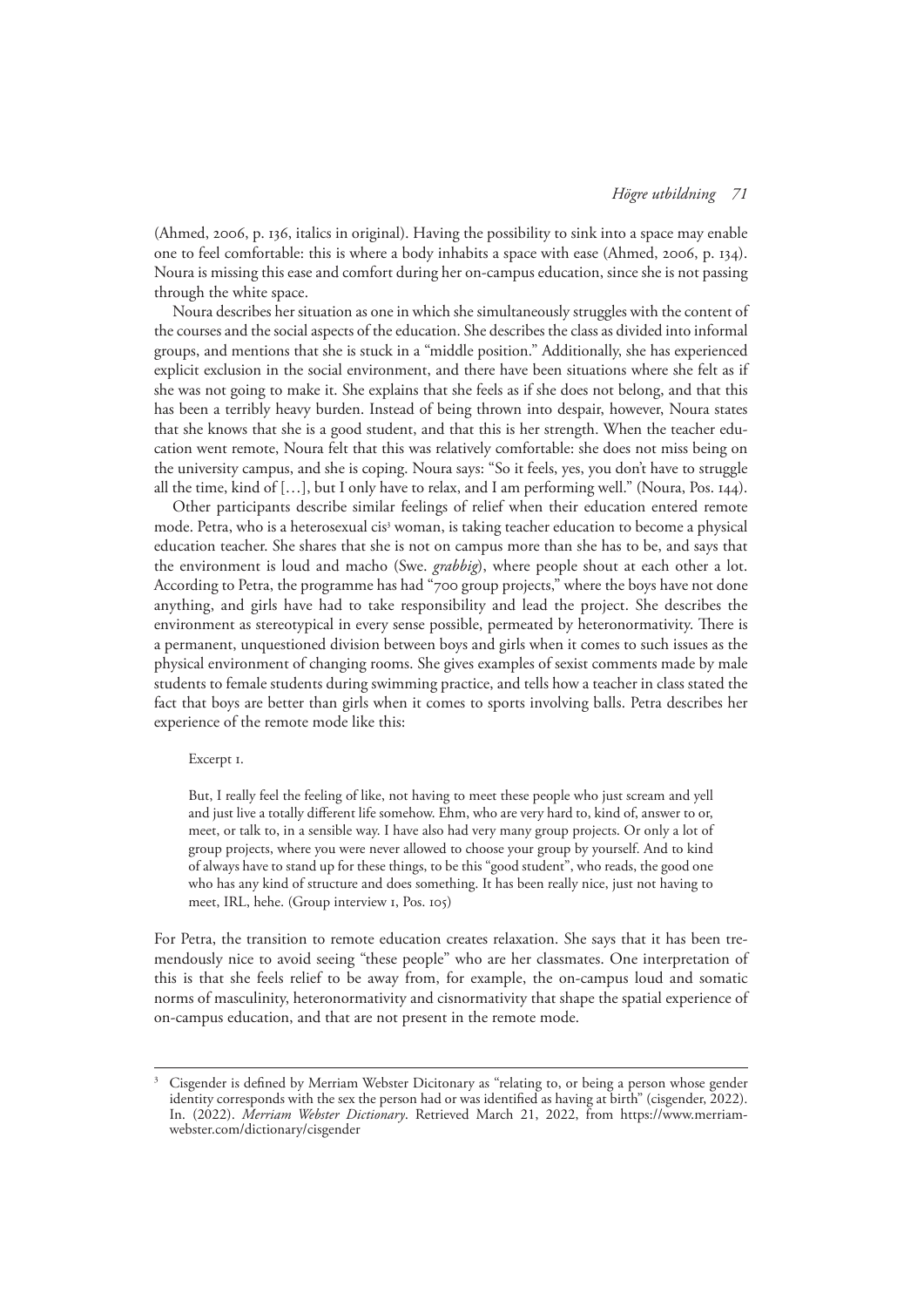(Ahmed, 2006, p. 136, italics in original). Having the possibility to sink into a space may enable one to feel comfortable: this is where a body inhabits a space with ease (Ahmed, 2006, p. 134). Noura is missing this ease and comfort during her on-campus education, since she is not passing through the white space.

Noura describes her situation as one in which she simultaneously struggles with the content of the courses and the social aspects of the education. She describes the class as divided into informal groups, and mentions that she is stuck in a "middle position." Additionally, she has experienced explicit exclusion in the social environment, and there have been situations where she felt as if she was not going to make it. She explains that she feels as if she does not belong, and that this has been a terribly heavy burden. Instead of being thrown into despair, however, Noura states that she knows that she is a good student, and that this is her strength. When the teacher education went remote, Noura felt that this was relatively comfortable: she does not miss being on the university campus, and she is coping. Noura says: "So it feels, yes, you don't have to struggle all the time, kind of […], but I only have to relax, and I am performing well." (Noura, Pos. 144).

Other participants describe similar feelings of relief when their education entered remote mode. Petra, who is a heterosexual cis[3] woman, is taking teacher education to become a physical education teacher. She shares that she is not on campus more than she has to be, and says that the environment is loud and macho (Swe. *grabbig*), where people shout at each other a lot. According to Petra, the programme has had "700 group projects," where the boys have not done anything, and girls have had to take responsibility and lead the project. She describes the environment as stereotypical in every sense possible, permeated by heteronormativity. There is a permanent, unquestioned division between boys and girls when it comes to such issues as the physical environment of changing rooms. She gives examples of sexist comments made by male students to female students during swimming practice, and tells how a teacher in class stated the fact that boys are better than girls when it comes to sports involving balls. Petra describes her experience of the remote mode like this:

> Excerpt 1.
>
> But, I really feel the feeling of like, not having to meet these people who just scream and yell and just live a totally different life somehow. Ehm, who are very hard to, kind of, answer to or, meet, or talk to, in a sensible way. I have also had very many group projects. Or only a lot of group projects, where you were never allowed to choose your group by yourself. And to kind of always have to stand up for these things, to be this "good student", who reads, the good one who has any kind of structure and does something. It has been really nice, just not having to meet, IRL, hehe. (Group interview 1, Pos. 105)

For Petra, the transition to remote education creates relaxation. She says that it has been tremendously nice to avoid seeing "these people" who are her classmates. One interpretation of this is that she feels relief to be away from, for example, the on-campus loud and somatic norms of masculinity, heteronormativity and cisnormativity that shape the spatial experience of on-campus education, and that are not present in the remote mode.

---

[3] Cisgender is defined by Merriam Webster Dicitonary as "relating to, or being a person whose gender identity corresponds with the sex the person had or was identified as having at birth" (cisgender, 2022). In. (2022). *Merriam Webster Dictionary*. Retrieved March 21, 2022, from https://www.merriam-webster.com/dictionary/cisgender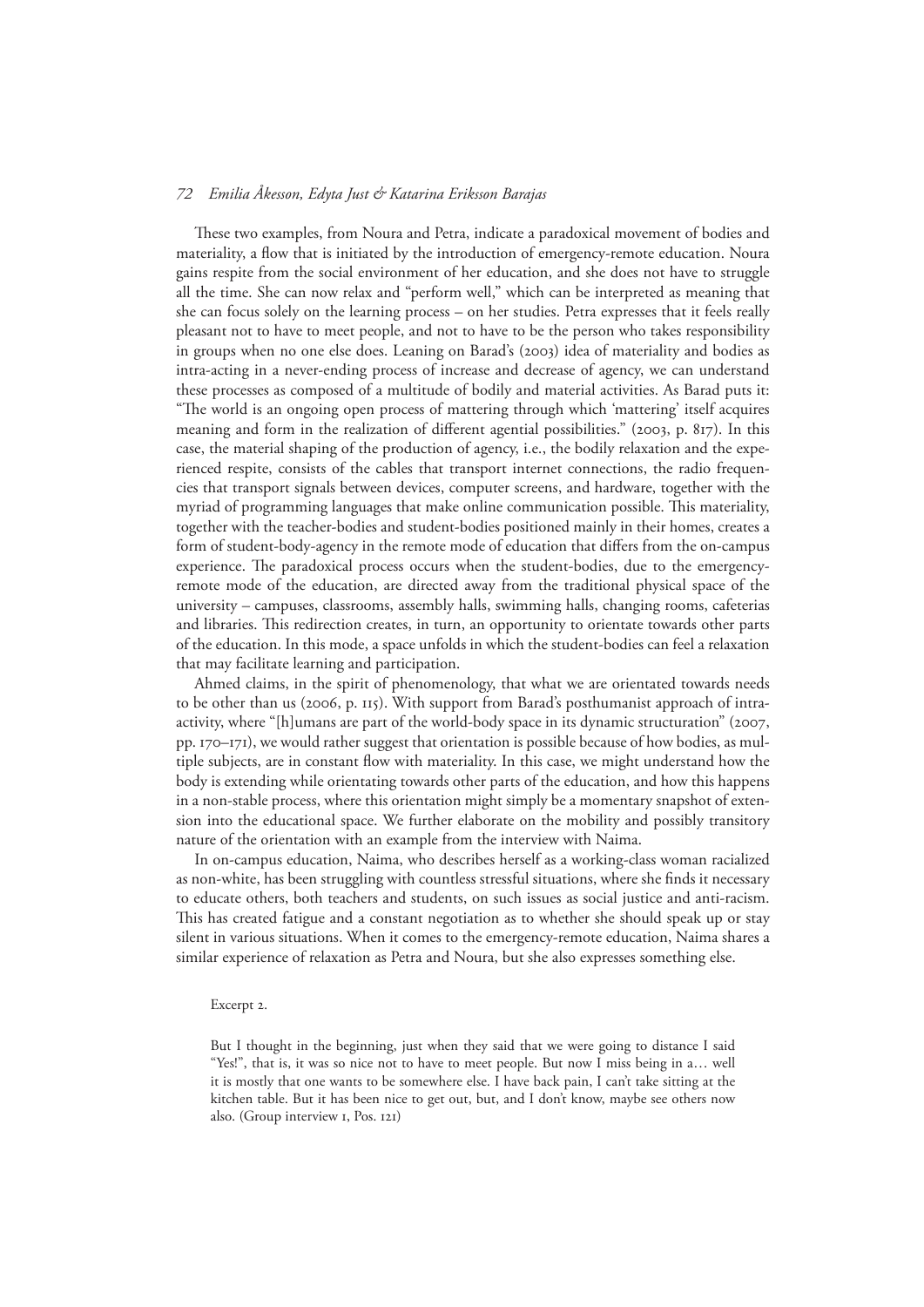These two examples, from Noura and Petra, indicate a paradoxical movement of bodies and materiality, a flow that is initiated by the introduction of emergency-remote education. Noura gains respite from the social environment of her education, and she does not have to struggle all the time. She can now relax and "perform well," which can be interpreted as meaning that she can focus solely on the learning process – on her studies. Petra expresses that it feels really pleasant not to have to meet people, and not to have to be the person who takes responsibility in groups when no one else does. Leaning on Barad's (2003) idea of materiality and bodies as intra-acting in a never-ending process of increase and decrease of agency, we can understand these processes as composed of a multitude of bodily and material activities. As Barad puts it: "The world is an ongoing open process of mattering through which 'mattering' itself acquires meaning and form in the realization of different agential possibilities." (2003, p. 817). In this case, the material shaping of the production of agency, i.e., the bodily relaxation and the experienced respite, consists of the cables that transport internet connections, the radio frequencies that transport signals between devices, computer screens, and hardware, together with the myriad of programming languages that make online communication possible. This materiality, together with the teacher-bodies and student-bodies positioned mainly in their homes, creates a form of student-body-agency in the remote mode of education that differs from the on-campus experience. The paradoxical process occurs when the student-bodies, due to the emergency-remote mode of the education, are directed away from the traditional physical space of the university – campuses, classrooms, assembly halls, swimming halls, changing rooms, cafeterias and libraries. This redirection creates, in turn, an opportunity to orientate towards other parts of the education. In this mode, a space unfolds in which the student-bodies can feel a relaxation that may facilitate learning and participation.

Ahmed claims, in the spirit of phenomenology, that what we are orientated towards needs to be other than us (2006, p. 115). With support from Barad's posthumanist approach of intra-activity, where "[h]umans are part of the world-body space in its dynamic structuration" (2007, pp. 170–171), we would rather suggest that orientation is possible because of how bodies, as multiple subjects, are in constant flow with materiality. In this case, we might understand how the body is extending while orientating towards other parts of the education, and how this happens in a non-stable process, where this orientation might simply be a momentary snapshot of extension into the educational space. We further elaborate on the mobility and possibly transitory nature of the orientation with an example from the interview with Naima.

In on-campus education, Naima, who describes herself as a working-class woman racialized as non-white, has been struggling with countless stressful situations, where she finds it necessary to educate others, both teachers and students, on such issues as social justice and anti-racism. This has created fatigue and a constant negotiation as to whether she should speak up or stay silent in various situations. When it comes to the emergency-remote education, Naima shares a similar experience of relaxation as Petra and Noura, but she also expresses something else.

Excerpt 2.

> But I thought in the beginning, just when they said that we were going to distance I said "Yes!", that is, it was so nice not to have to meet people. But now I miss being in a… well it is mostly that one wants to be somewhere else. I have back pain, I can't take sitting at the kitchen table. But it has been nice to get out, but, and I don't know, maybe see others now also. (Group interview 1, Pos. 121)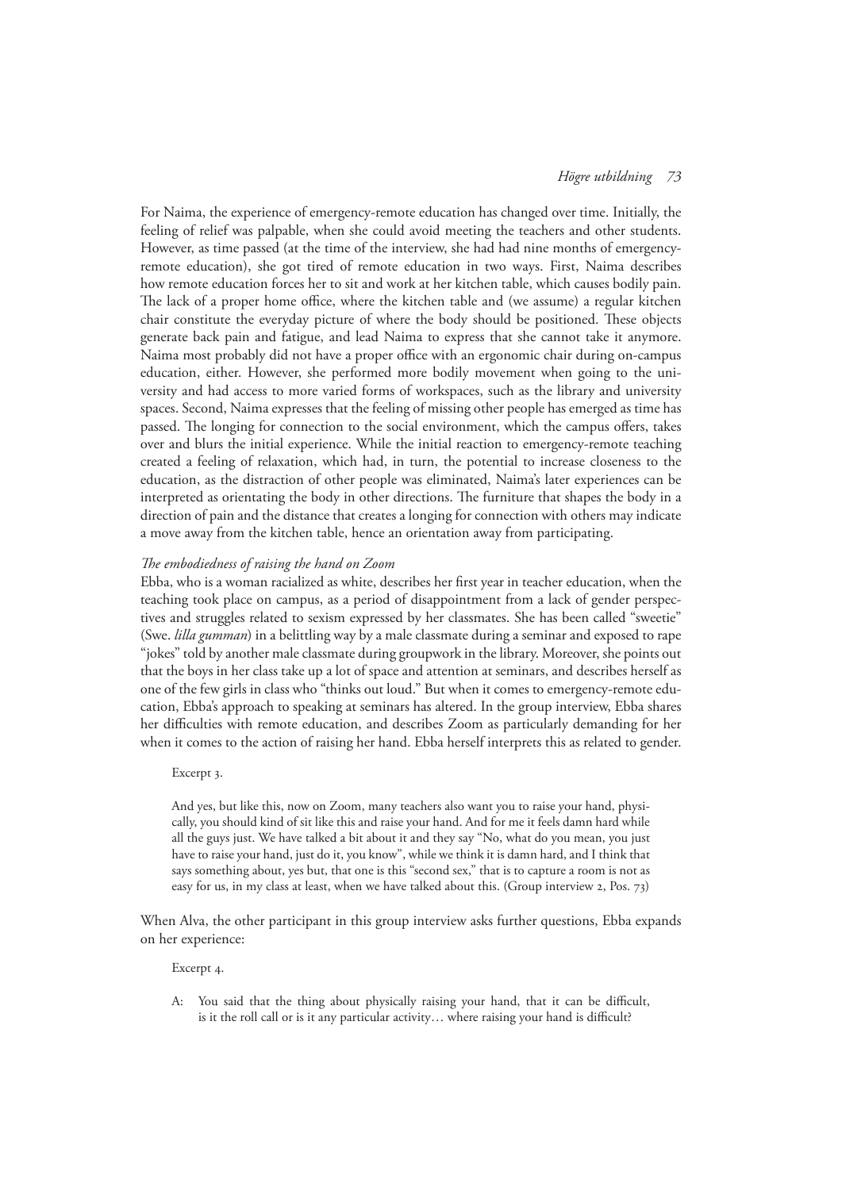For Naima, the experience of emergency-remote education has changed over time. Initially, the feeling of relief was palpable, when she could avoid meeting the teachers and other students. However, as time passed (at the time of the interview, she had had nine months of emergency-remote education), she got tired of remote education in two ways. First, Naima describes how remote education forces her to sit and work at her kitchen table, which causes bodily pain. The lack of a proper home office, where the kitchen table and (we assume) a regular kitchen chair constitute the everyday picture of where the body should be positioned. These objects generate back pain and fatigue, and lead Naima to express that she cannot take it anymore. Naima most probably did not have a proper office with an ergonomic chair during on-campus education, either. However, she performed more bodily movement when going to the university and had access to more varied forms of workspaces, such as the library and university spaces. Second, Naima expresses that the feeling of missing other people has emerged as time has passed. The longing for connection to the social environment, which the campus offers, takes over and blurs the initial experience. While the initial reaction to emergency-remote teaching created a feeling of relaxation, which had, in turn, the potential to increase closeness to the education, as the distraction of other people was eliminated, Naima's later experiences can be interpreted as orientating the body in other directions. The furniture that shapes the body in a direction of pain and the distance that creates a longing for connection with others may indicate a move away from the kitchen table, hence an orientation away from participating.

### *The embodiedness of raising the hand on Zoom*

Ebba, who is a woman racialized as white, describes her first year in teacher education, when the teaching took place on campus, as a period of disappointment from a lack of gender perspectives and struggles related to sexism expressed by her classmates. She has been called "sweetie" (Swe. *lilla gumman*) in a belittling way by a male classmate during a seminar and exposed to rape "jokes" told by another male classmate during groupwork in the library. Moreover, she points out that the boys in her class take up a lot of space and attention at seminars, and describes herself as one of the few girls in class who "thinks out loud." But when it comes to emergency-remote education, Ebba's approach to speaking at seminars has altered. In the group interview, Ebba shares her difficulties with remote education, and describes Zoom as particularly demanding for her when it comes to the action of raising her hand. Ebba herself interprets this as related to gender.

> Excerpt 3.
>
> And yes, but like this, now on Zoom, many teachers also want you to raise your hand, physically, you should kind of sit like this and raise your hand. And for me it feels damn hard while all the guys just. We have talked a bit about it and they say "No, what do you mean, you just have to raise your hand, just do it, you know", while we think it is damn hard, and I think that says something about, yes but, that one is this "second sex," that is to capture a room is not as easy for us, in my class at least, when we have talked about this. (Group interview 2, Pos. 73)

When Alva, the other participant in this group interview asks further questions, Ebba expands on her experience:

> Excerpt 4.
>
> A: You said that the thing about physically raising your hand, that it can be difficult, is it the roll call or is it any particular activity… where raising your hand is difficult?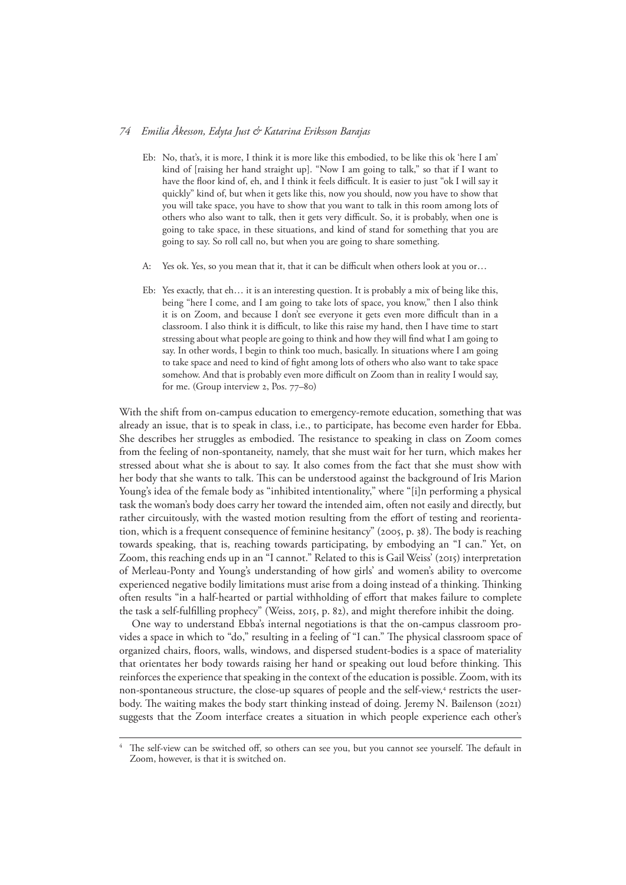Eb: No, that's, it is more, I think it is more like this embodied, to be like this ok 'here I am' kind of [raising her hand straight up]. "Now I am going to talk," so that if I want to have the floor kind of, eh, and I think it feels difficult. It is easier to just "ok I will say it quickly" kind of, but when it gets like this, now you should, now you have to show that you will take space, you have to show that you want to talk in this room among lots of others who also want to talk, then it gets very difficult. So, it is probably, when one is going to take space, in these situations, and kind of stand for something that you are going to say. So roll call no, but when you are going to share something.

A: Yes ok. Yes, so you mean that it, that it can be difficult when others look at you or…

Eb: Yes exactly, that eh… it is an interesting question. It is probably a mix of being like this, being "here I come, and I am going to take lots of space, you know," then I also think it is on Zoom, and because I don't see everyone it gets even more difficult than in a classroom. I also think it is difficult, to like this raise my hand, then I have time to start stressing about what people are going to think and how they will find what I am going to say. In other words, I begin to think too much, basically. In situations where I am going to take space and need to kind of fight among lots of others who also want to take space somehow. And that is probably even more difficult on Zoom than in reality I would say, for me. (Group interview 2, Pos. 77–80)

With the shift from on-campus education to emergency-remote education, something that was already an issue, that is to speak in class, i.e., to participate, has become even harder for Ebba. She describes her struggles as embodied. The resistance to speaking in class on Zoom comes from the feeling of non-spontaneity, namely, that she must wait for her turn, which makes her stressed about what she is about to say. It also comes from the fact that she must show with her body that she wants to talk. This can be understood against the background of Iris Marion Young's idea of the female body as "inhibited intentionality," where "[i]n performing a physical task the woman's body does carry her toward the intended aim, often not easily and directly, but rather circuitously, with the wasted motion resulting from the effort of testing and reorientation, which is a frequent consequence of feminine hesitancy" (2005, p. 38). The body is reaching towards speaking, that is, reaching towards participating, by embodying an "I can." Yet, on Zoom, this reaching ends up in an "I cannot." Related to this is Gail Weiss' (2015) interpretation of Merleau-Ponty and Young's understanding of how girls' and women's ability to overcome experienced negative bodily limitations must arise from a doing instead of a thinking. Thinking often results "in a half-hearted or partial withholding of effort that makes failure to complete the task a self-fulfilling prophecy" (Weiss, 2015, p. 82), and might therefore inhibit the doing.

One way to understand Ebba's internal negotiations is that the on-campus classroom provides a space in which to "do," resulting in a feeling of "I can." The physical classroom space of organized chairs, floors, walls, windows, and dispersed student-bodies is a space of materiality that orientates her body towards raising her hand or speaking out loud before thinking. This reinforces the experience that speaking in the context of the education is possible. Zoom, with its non-spontaneous structure, the close-up squares of people and the self-view,[4] restricts the user-body. The waiting makes the body start thinking instead of doing. Jeremy N. Bailenson (2021) suggests that the Zoom interface creates a situation in which people experience each other's

[4] The self-view can be switched off, so others can see you, but you cannot see yourself. The default in Zoom, however, is that it is switched on.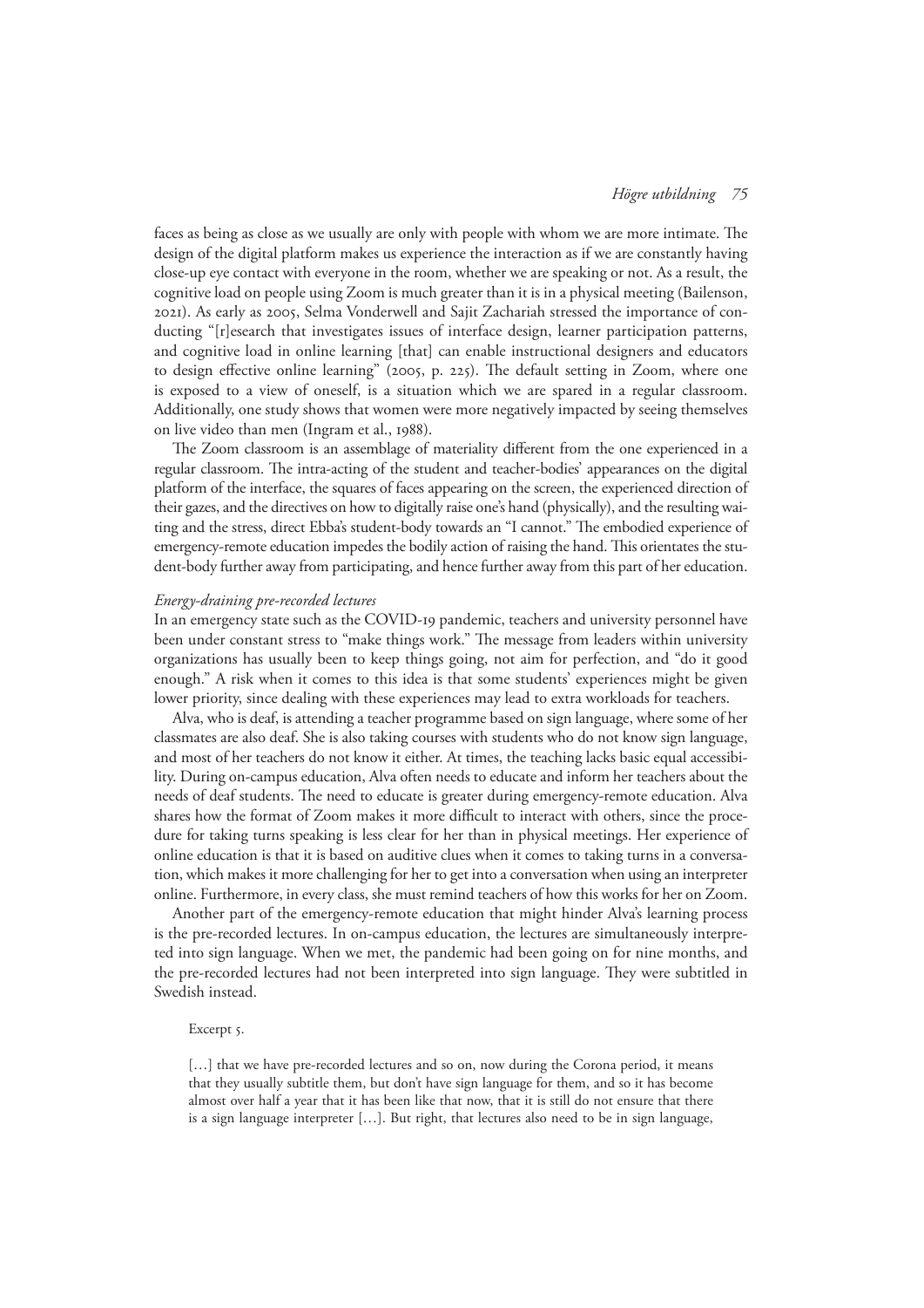faces as being as close as we usually are only with people with whom we are more intimate. The design of the digital platform makes us experience the interaction as if we are constantly having close-up eye contact with everyone in the room, whether we are speaking or not. As a result, the cognitive load on people using Zoom is much greater than it is in a physical meeting (Bailenson, 2021). As early as 2005, Selma Vonderwell and Sajit Zachariah stressed the importance of conducting "[r]esearch that investigates issues of interface design, learner participation patterns, and cognitive load in online learning [that] can enable instructional designers and educators to design effective online learning" (2005, p. 225). The default setting in Zoom, where one is exposed to a view of oneself, is a situation which we are spared in a regular classroom. Additionally, one study shows that women were more negatively impacted by seeing themselves on live video than men (Ingram et al., 1988).

The Zoom classroom is an assemblage of materiality different from the one experienced in a regular classroom. The intra-acting of the student and teacher-bodies' appearances on the digital platform of the interface, the squares of faces appearing on the screen, the experienced direction of their gazes, and the directives on how to digitally raise one's hand (physically), and the resulting waiting and the stress, direct Ebba's student-body towards an "I cannot." The embodied experience of emergency-remote education impedes the bodily action of raising the hand. This orientates the student-body further away from participating, and hence further away from this part of her education.

*Energy-draining pre-recorded lectures*

In an emergency state such as the COVID-19 pandemic, teachers and university personnel have been under constant stress to "make things work." The message from leaders within university organizations has usually been to keep things going, not aim for perfection, and "do it good enough." A risk when it comes to this idea is that some students' experiences might be given lower priority, since dealing with these experiences may lead to extra workloads for teachers.

Alva, who is deaf, is attending a teacher programme based on sign language, where some of her classmates are also deaf. She is also taking courses with students who do not know sign language, and most of her teachers do not know it either. At times, the teaching lacks basic equal accessibility. During on-campus education, Alva often needs to educate and inform her teachers about the needs of deaf students. The need to educate is greater during emergency-remote education. Alva shares how the format of Zoom makes it more difficult to interact with others, since the procedure for taking turns speaking is less clear for her than in physical meetings. Her experience of online education is that it is based on auditive clues when it comes to taking turns in a conversation, which makes it more challenging for her to get into a conversation when using an interpreter online. Furthermore, in every class, she must remind teachers of how this works for her on Zoom.

Another part of the emergency-remote education that might hinder Alva's learning process is the pre-recorded lectures. In on-campus education, the lectures are simultaneously interpreted into sign language. When we met, the pandemic had been going on for nine months, and the pre-recorded lectures had not been interpreted into sign language. They were subtitled in Swedish instead.

Excerpt 5.

> [...] that we have pre-recorded lectures and so on, now during the Corona period, it means that they usually subtitle them, but don't have sign language for them, and so it has become almost over half a year that it has been like that now, that it is still do not ensure that there is a sign language interpreter [...]. But right, that lectures also need to be in sign language,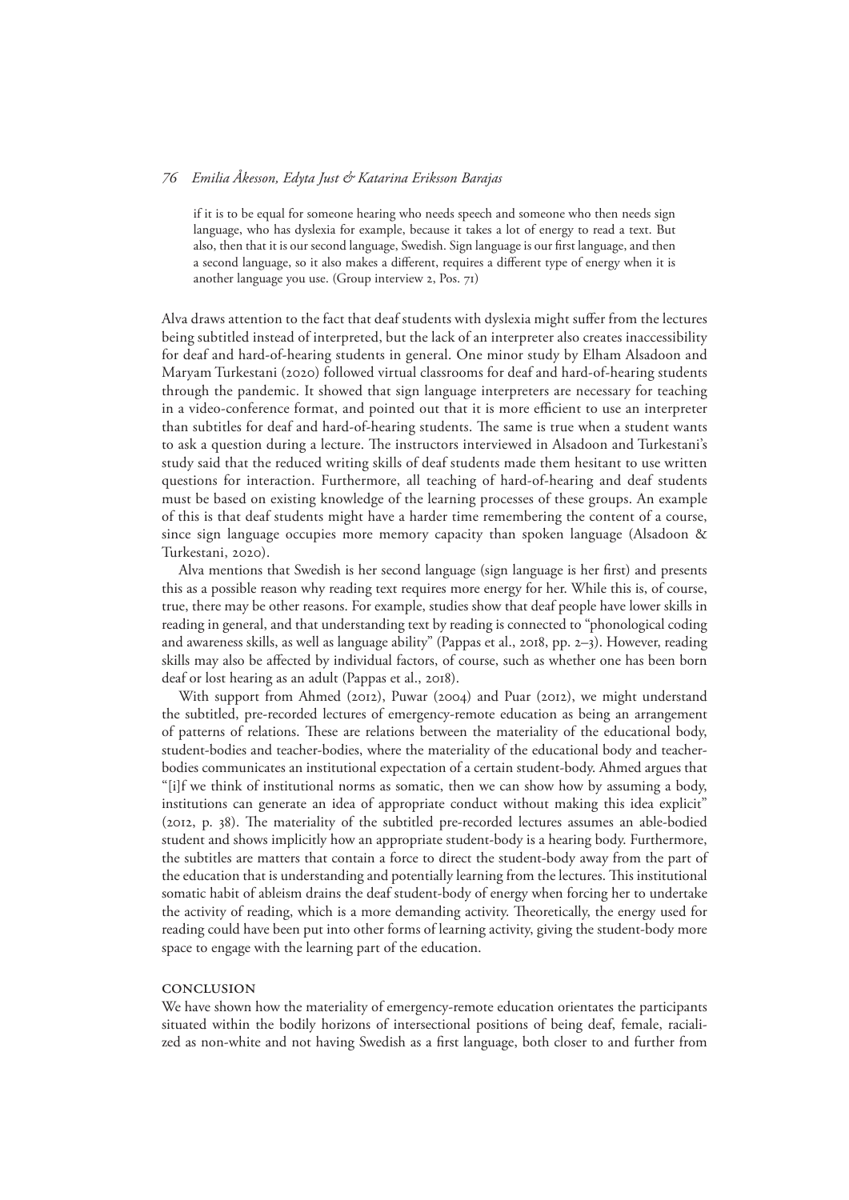> if it is to be equal for someone hearing who needs speech and someone who then needs sign language, who has dyslexia for example, because it takes a lot of energy to read a text. But also, then that it is our second language, Swedish. Sign language is our first language, and then a second language, so it also makes a different, requires a different type of energy when it is another language you use. (Group interview 2, Pos. 71)

Alva draws attention to the fact that deaf students with dyslexia might suffer from the lectures being subtitled instead of interpreted, but the lack of an interpreter also creates inaccessibility for deaf and hard-of-hearing students in general. One minor study by Elham Alsadoon and Maryam Turkestani (2020) followed virtual classrooms for deaf and hard-of-hearing students through the pandemic. It showed that sign language interpreters are necessary for teaching in a video-conference format, and pointed out that it is more efficient to use an interpreter than subtitles for deaf and hard-of-hearing students. The same is true when a student wants to ask a question during a lecture. The instructors interviewed in Alsadoon and Turkestani's study said that the reduced writing skills of deaf students made them hesitant to use written questions for interaction. Furthermore, all teaching of hard-of-hearing and deaf students must be based on existing knowledge of the learning processes of these groups. An example of this is that deaf students might have a harder time remembering the content of a course, since sign language occupies more memory capacity than spoken language (Alsadoon & Turkestani, 2020).

Alva mentions that Swedish is her second language (sign language is her first) and presents this as a possible reason why reading text requires more energy for her. While this is, of course, true, there may be other reasons. For example, studies show that deaf people have lower skills in reading in general, and that understanding text by reading is connected to "phonological coding and awareness skills, as well as language ability" (Pappas et al., 2018, pp. 2–3). However, reading skills may also be affected by individual factors, of course, such as whether one has been born deaf or lost hearing as an adult (Pappas et al., 2018).

With support from Ahmed (2012), Puwar (2004) and Puar (2012), we might understand the subtitled, pre-recorded lectures of emergency-remote education as being an arrangement of patterns of relations. These are relations between the materiality of the educational body, student-bodies and teacher-bodies, where the materiality of the educational body and teacher-bodies communicates an institutional expectation of a certain student-body. Ahmed argues that "[i]f we think of institutional norms as somatic, then we can show how by assuming a body, institutions can generate an idea of appropriate conduct without making this idea explicit" (2012, p. 38). The materiality of the subtitled pre-recorded lectures assumes an able-bodied student and shows implicitly how an appropriate student-body is a hearing body. Furthermore, the subtitles are matters that contain a force to direct the student-body away from the part of the education that is understanding and potentially learning from the lectures. This institutional somatic habit of ableism drains the deaf student-body of energy when forcing her to undertake the activity of reading, which is a more demanding activity. Theoretically, the energy used for reading could have been put into other forms of learning activity, giving the student-body more space to engage with the learning part of the education.

## Conclusion

We have shown how the materiality of emergency-remote education orientates the participants situated within the bodily horizons of intersectional positions of being deaf, female, racialized as non-white and not having Swedish as a first language, both closer to and further from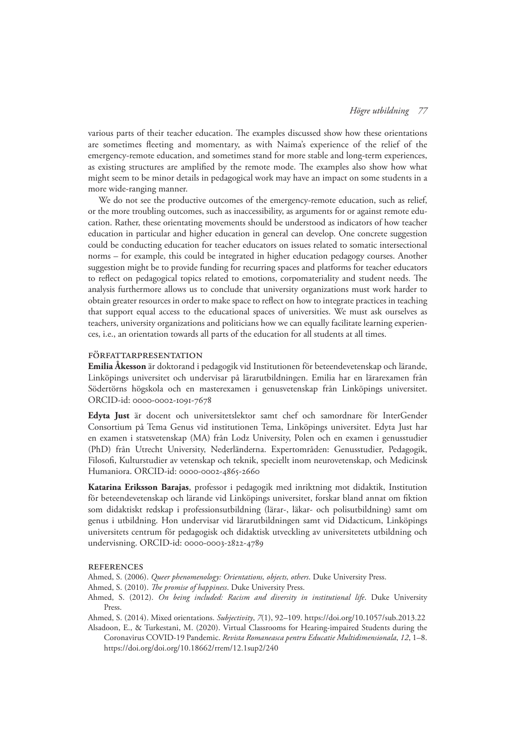various parts of their teacher education. The examples discussed show how these orientations are sometimes fleeting and momentary, as with Naima's experience of the relief of the emergency-remote education, and sometimes stand for more stable and long-term experiences, as existing structures are amplified by the remote mode. The examples also show how what might seem to be minor details in pedagogical work may have an impact on some students in a more wide-ranging manner.

We do not see the productive outcomes of the emergency-remote education, such as relief, or the more troubling outcomes, such as inaccessibility, as arguments for or against remote education. Rather, these orientating movements should be understood as indicators of how teacher education in particular and higher education in general can develop. One concrete suggestion could be conducting education for teacher educators on issues related to somatic intersectional norms – for example, this could be integrated in higher education pedagogy courses. Another suggestion might be to provide funding for recurring spaces and platforms for teacher educators to reflect on pedagogical topics related to emotions, corpomateriality and student needs. The analysis furthermore allows us to conclude that university organizations must work harder to obtain greater resources in order to make space to reflect on how to integrate practices in teaching that support equal access to the educational spaces of universities. We must ask ourselves as teachers, university organizations and politicians how we can equally facilitate learning experiences, i.e., an orientation towards all parts of the education for all students at all times.

## FÖRFATTARPRESENTATION

**Emilia Åkesson** är doktorand i pedagogik vid Institutionen för beteendevetenskap och lärande, Linköpings universitet och undervisar på lärarutbildningen. Emilia har en lärarexamen från Södertörns högskola och en masterexamen i genusvetenskap från Linköpings universitet. ORCID-id: 0000-0002-1091-7678

**Edyta Just** är docent och universitetslektor samt chef och samordnare för InterGender Consortium på Tema Genus vid institutionen Tema, Linköpings universitet. Edyta Just har en examen i statsvetenskap (MA) från Lodz University, Polen och en examen i genusstudier (PhD) från Utrecht University, Nederländerna. Expertområden: Genusstudier, Pedagogik, Filosofi, Kulturstudier av vetenskap och teknik, speciellt inom neurovetenskap, och Medicinsk Humaniora. ORCID-id: 0000-0002-4865-2660

**Katarina Eriksson Barajas**, professor i pedagogik med inriktning mot didaktik, Institution för beteendevetenskap och lärande vid Linköpings universitet, forskar bland annat om fiktion som didaktiskt redskap i professionsutbildning (lärar-, läkar- och polisutbildning) samt om genus i utbildning. Hon undervisar vid lärarutbildningen samt vid Didacticum, Linköpings universitets centrum för pedagogisk och didaktisk utveckling av universitetets utbildning och undervisning. ORCID-id: 0000-0003-2822-4789

## REFERENCES

Ahmed, S. (2006). *Queer phenomenology: Orientations, objects, others*. Duke University Press.

Ahmed, S. (2010). *The promise of happiness*. Duke University Press.

Ahmed, S. (2012). *On being included: Racism and diversity in institutional life*. Duke University Press.

Ahmed, S. (2014). Mixed orientations. *Subjectivity*, *7*(1), 92–109. https://doi.org/10.1057/sub.2013.22

Alsadoon, E., & Turkestani, M. (2020). Virtual Classrooms for Hearing-impaired Students during the Coronavirus COVID-19 Pandemic. *Revista Romaneasca pentru Educatie Multidimensionala*, *12*, 1–8. https://doi.org/doi.org/10.18662/rrem/12.1sup2/240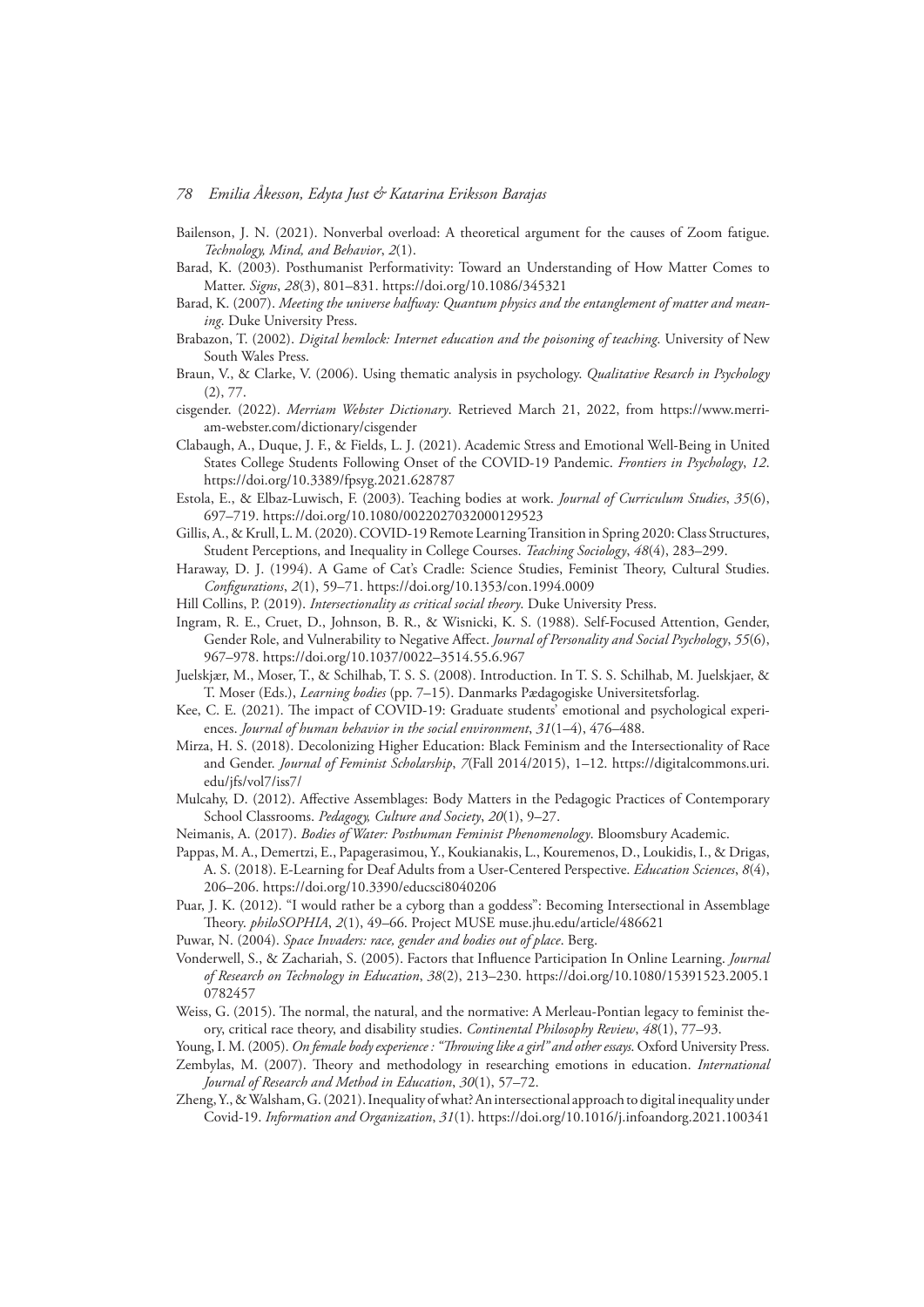Bailenson, J. N. (2021). Nonverbal overload: A theoretical argument for the causes of Zoom fatigue. *Technology, Mind, and Behavior*, *2*(1).

Barad, K. (2003). Posthumanist Performativity: Toward an Understanding of How Matter Comes to Matter. *Signs*, *28*(3), 801–831. https://doi.org/10.1086/345321

Barad, K. (2007). *Meeting the universe halfway: Quantum physics and the entanglement of matter and meaning*. Duke University Press.

Brabazon, T. (2002). *Digital hemlock: Internet education and the poisoning of teaching*. University of New South Wales Press.

Braun, V., & Clarke, V. (2006). Using thematic analysis in psychology. *Qualitative Resarch in Psychology* (2), 77.

cisgender. (2022). *Merriam Webster Dictionary*. Retrieved March 21, 2022, from https://www.merriam-webster.com/dictionary/cisgender

Clabaugh, A., Duque, J. F., & Fields, L. J. (2021). Academic Stress and Emotional Well-Being in United States College Students Following Onset of the COVID-19 Pandemic. *Frontiers in Psychology*, *12*. https://doi.org/10.3389/fpsyg.2021.628787

Estola, E., & Elbaz-Luwisch, F. (2003). Teaching bodies at work. *Journal of Curriculum Studies*, *35*(6), 697–719. https://doi.org/10.1080/0022027032000129523

Gillis, A., & Krull, L. M. (2020). COVID-19 Remote Learning Transition in Spring 2020: Class Structures, Student Perceptions, and Inequality in College Courses. *Teaching Sociology*, *48*(4), 283–299.

Haraway, D. J. (1994). A Game of Cat's Cradle: Science Studies, Feminist Theory, Cultural Studies. *Configurations*, *2*(1), 59–71. https://doi.org/10.1353/con.1994.0009

Hill Collins, P. (2019). *Intersectionality as critical social theory*. Duke University Press.

Ingram, R. E., Cruet, D., Johnson, B. R., & Wisnicki, K. S. (1988). Self-Focused Attention, Gender, Gender Role, and Vulnerability to Negative Affect. *Journal of Personality and Social Psychology*, *55*(6), 967–978. https://doi.org/10.1037/0022–3514.55.6.967

Juelskjær, M., Moser, T., & Schilhab, T. S. S. (2008). Introduction. In T. S. S. Schilhab, M. Juelskjaer, & T. Moser (Eds.), *Learning bodies* (pp. 7–15). Danmarks Pædagogiske Universitetsforlag.

Kee, C. E. (2021). The impact of COVID-19: Graduate students' emotional and psychological experiences. *Journal of human behavior in the social environment*, *31*(1–4), 476–488.

Mirza, H. S. (2018). Decolonizing Higher Education: Black Feminism and the Intersectionality of Race and Gender. *Journal of Feminist Scholarship*, *7*(Fall 2014/2015), 1–12. https://digitalcommons.uri.edu/jfs/vol7/iss7/

Mulcahy, D. (2012). Affective Assemblages: Body Matters in the Pedagogic Practices of Contemporary School Classrooms. *Pedagogy, Culture and Society*, *20*(1), 9–27.

Neimanis, A. (2017). *Bodies of Water: Posthuman Feminist Phenomenology*. Bloomsbury Academic.

Pappas, M. A., Demertzi, E., Papagerasimou, Y., Koukianakis, L., Kouremenos, D., Loukidis, I., & Drigas, A. S. (2018). E-Learning for Deaf Adults from a User-Centered Perspective. *Education Sciences*, *8*(4), 206–206. https://doi.org/10.3390/educsci8040206

Puar, J. K. (2012). "I would rather be a cyborg than a goddess": Becoming Intersectional in Assemblage Theory. *philoSOPHIA*, *2*(1), 49–66. Project MUSE muse.jhu.edu/article/486621

Puwar, N. (2004). *Space Invaders: race, gender and bodies out of place*. Berg.

Vonderwell, S., & Zachariah, S. (2005). Factors that Influence Participation In Online Learning. *Journal of Research on Technology in Education*, *38*(2), 213–230. https://doi.org/10.1080/15391523.2005.10782457

Weiss, G. (2015). The normal, the natural, and the normative: A Merleau-Pontian legacy to feminist theory, critical race theory, and disability studies. *Continental Philosophy Review*, *48*(1), 77–93.

Young, I. M. (2005). *On female body experience : "Throwing like a girl" and other essays*. Oxford University Press.

Zembylas, M. (2007). Theory and methodology in researching emotions in education. *International Journal of Research and Method in Education*, *30*(1), 57–72.

Zheng, Y., & Walsham, G. (2021). Inequality of what? An intersectional approach to digital inequality under Covid-19. *Information and Organization*, *31*(1). https://doi.org/10.1016/j.infoandorg.2021.100341